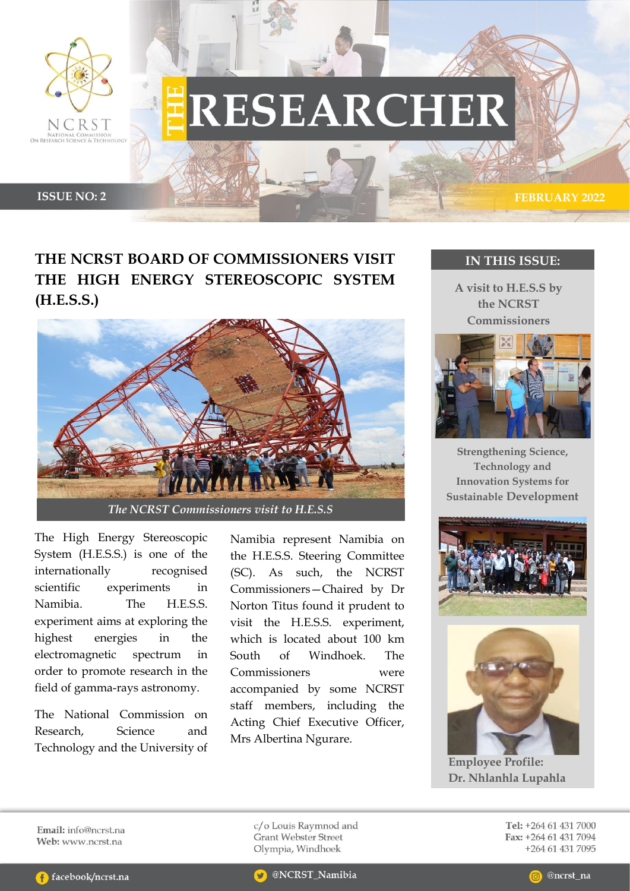# THE RESEARCHER

ISSUE NO: 2

FEBRUARY 2022

## THE NCRST BOARD OF COMMISSIONERS VISIT THE HIGH ENERGY STEREOSCOPIC SYSTEM (H.E.S.S.)

*The NCRST Commissioners visit to H.E.S.S*

The High Energy Stereoscopic System (H.E.S.S.) is one of the internationally recognised scientific experiments in Namibia. The H.E.S.S. experiment aims at exploring the highest energies in the electromagnetic spectrum in order to promote research in the field of gamma-rays astronomy.

The National Commission on Research, Science and Technology and the University of Namibia represent Namibia on the H.E.S.S. Steering Committee (SC). As such, the NCRST Commissioners—Chaired by Dr Norton Titus found it prudent to visit the H.E.S.S. experiment, which is located about 100 km South of Windhoek. The Commissioners were accompanied by some NCRST staff members, including the Acting Chief Executive Officer, Mrs Albertina Ngurare.

### IN THIS ISSUE:

A visit to H.E.S.S by the NCRST Commissioners

Strengthening Science, Technology and Innovation Systems for Sustainable Development

Employee Profile: Dr. Nhlanhla Lupahla

**Email:** info@ncrst.na
**Web:** www.ncrst.na

c/o Louis Raymnod and Grant Webster Street
Olympia, Windhoek

**Tel:** +264 61 431 7000
**Fax:** +264 61 431 7094
+264 61 431 7095

facebook/ncrst.na | @NCRST_Namibia | @ncrst_na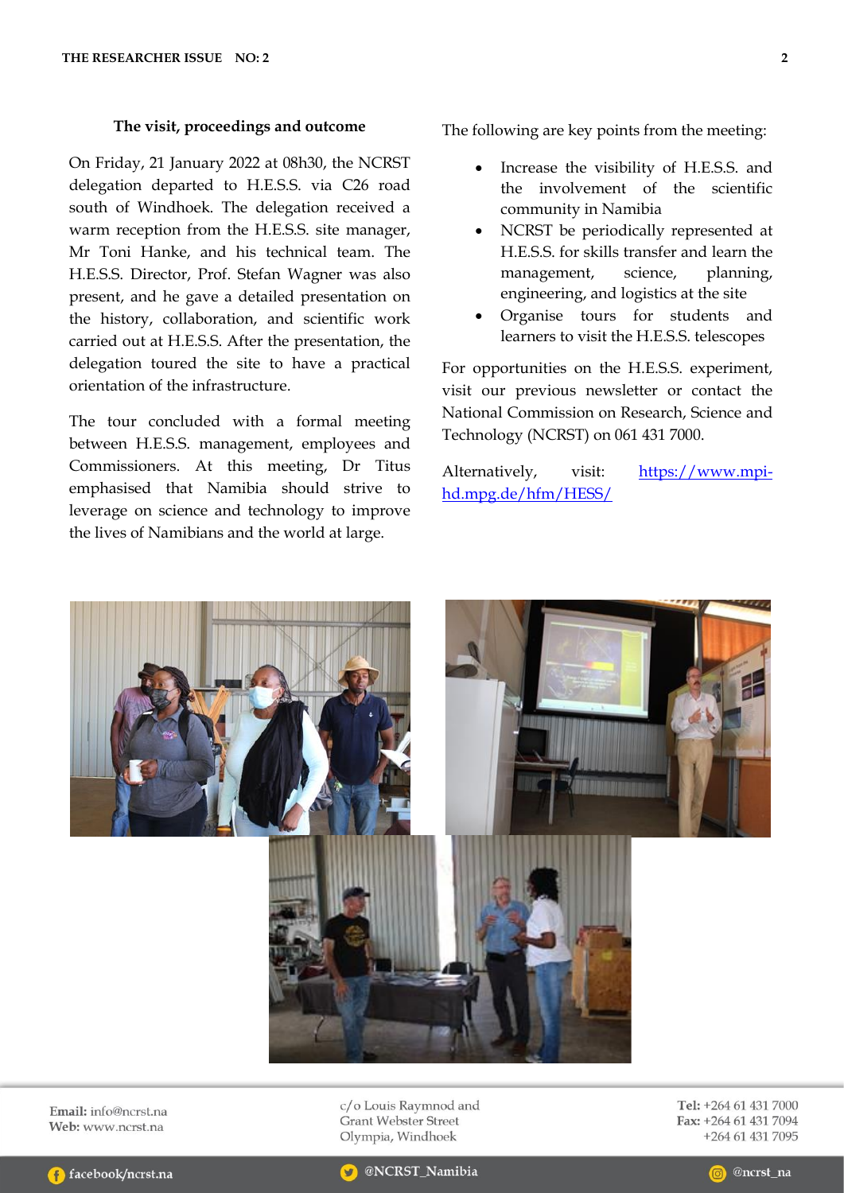### The visit, proceedings and outcome

On Friday, 21 January 2022 at 08h30, the NCRST delegation departed to H.E.S.S. via C26 road south of Windhoek. The delegation received a warm reception from the H.E.S.S. site manager, Mr Toni Hanke, and his technical team. The H.E.S.S. Director, Prof. Stefan Wagner was also present, and he gave a detailed presentation on the history, collaboration, and scientific work carried out at H.E.S.S. After the presentation, the delegation toured the site to have a practical orientation of the infrastructure.

The tour concluded with a formal meeting between H.E.S.S. management, employees and Commissioners. At this meeting, Dr Titus emphasised that Namibia should strive to leverage on science and technology to improve the lives of Namibians and the world at large.

The following are key points from the meeting:

- Increase the visibility of H.E.S.S. and the involvement of the scientific community in Namibia
- NCRST be periodically represented at H.E.S.S. for skills transfer and learn the management, science, planning, engineering, and logistics at the site
- Organise tours for students and learners to visit the H.E.S.S. telescopes

For opportunities on the H.E.S.S. experiment, visit our previous newsletter or contact the National Commission on Research, Science and Technology (NCRST) on 061 431 7000.

Alternatively, visit: https://www.mpi-hd.mpg.de/hfm/HESS/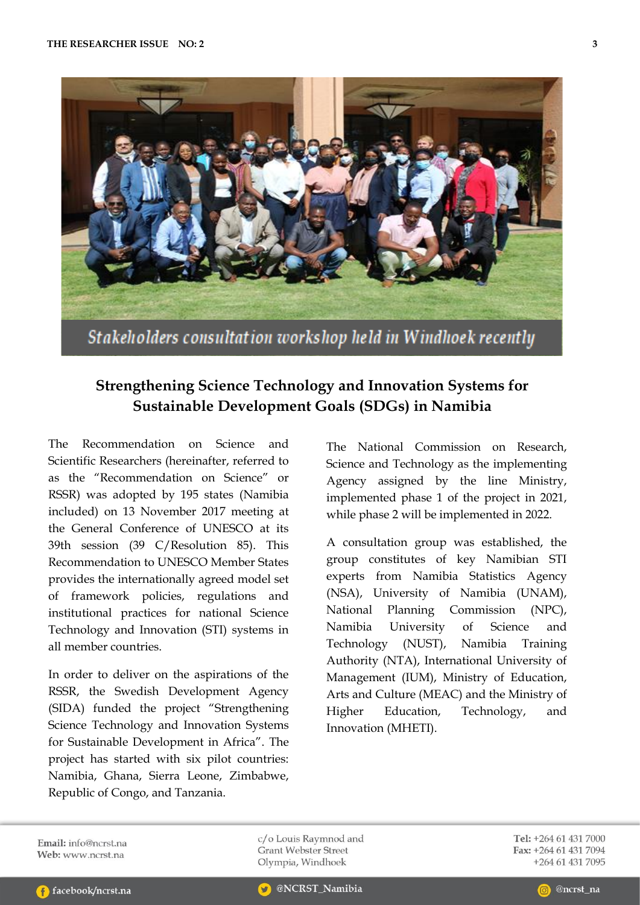Stakeholders consultation workshop held in Windhoek recently

## Strengthening Science Technology and Innovation Systems for Sustainable Development Goals (SDGs) in Namibia

The Recommendation on Science and Scientific Researchers (hereinafter, referred to as the "Recommendation on Science" or RSSR) was adopted by 195 states (Namibia included) on 13 November 2017 meeting at the General Conference of UNESCO at its 39th session (39 C/Resolution 85). This Recommendation to UNESCO Member States provides the internationally agreed model set of framework policies, regulations and institutional practices for national Science Technology and Innovation (STI) systems in all member countries.

In order to deliver on the aspirations of the RSSR, the Swedish Development Agency (SIDA) funded the project "Strengthening Science Technology and Innovation Systems for Sustainable Development in Africa". The project has started with six pilot countries: Namibia, Ghana, Sierra Leone, Zimbabwe, Republic of Congo, and Tanzania.

The National Commission on Research, Science and Technology as the implementing Agency assigned by the line Ministry, implemented phase 1 of the project in 2021, while phase 2 will be implemented in 2022.

A consultation group was established, the group constitutes of key Namibian STI experts from Namibia Statistics Agency (NSA), University of Namibia (UNAM), National Planning Commission (NPC), Namibia University of Science and Technology (NUST), Namibia Training Authority (NTA), International University of Management (IUM), Ministry of Education, Arts and Culture (MEAC) and the Ministry of Higher Education, Technology, and Innovation (MHETI).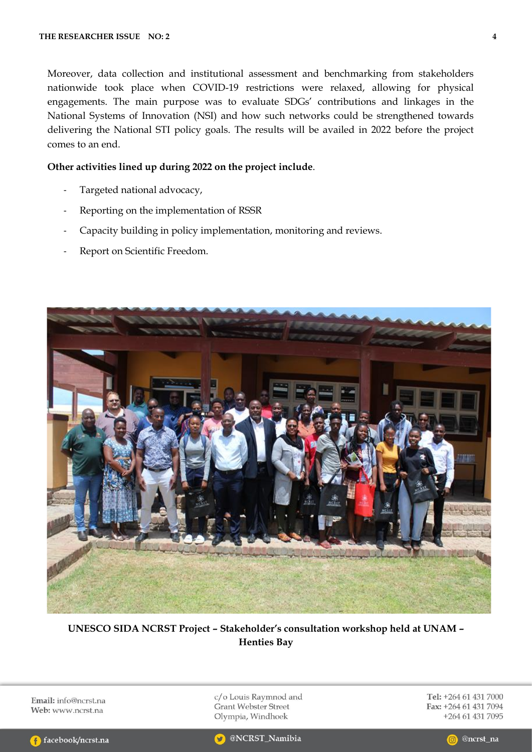Moreover, data collection and institutional assessment and benchmarking from stakeholders nationwide took place when COVID-19 restrictions were relaxed, allowing for physical engagements. The main purpose was to evaluate SDGs' contributions and linkages in the National Systems of Innovation (NSI) and how such networks could be strengthened towards delivering the National STI policy goals. The results will be availed in 2022 before the project comes to an end.

**Other activities lined up during 2022 on the project include**.

- Targeted national advocacy,
- Reporting on the implementation of RSSR
- Capacity building in policy implementation, monitoring and reviews.
- Report on Scientific Freedom.

**UNESCO SIDA NCRST Project – Stakeholder's consultation workshop held at UNAM – Henties Bay**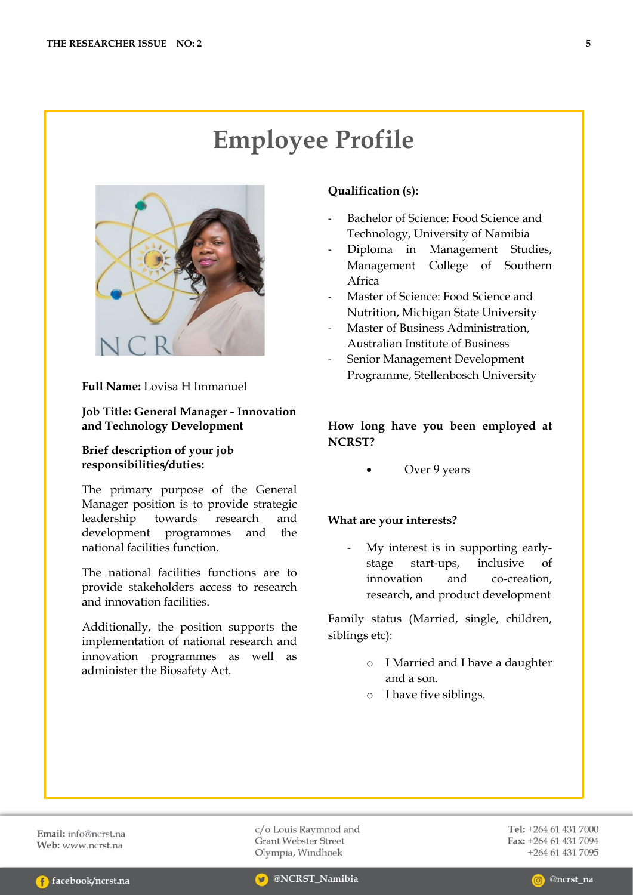# Employee Profile

**Full Name:** Lovisa H Immanuel

**Job Title: General Manager - Innovation and Technology Development**

**Brief description of your job responsibilities/duties:**

The primary purpose of the General Manager position is to provide strategic leadership towards research and development programmes and the national facilities function.

The national facilities functions are to provide stakeholders access to research and innovation facilities.

Additionally, the position supports the implementation of national research and innovation programmes as well as administer the Biosafety Act.

**Qualification (s):**

- Bachelor of Science: Food Science and Technology, University of Namibia
- Diploma in Management Studies, Management College of Southern Africa
- Master of Science: Food Science and Nutrition, Michigan State University
- Master of Business Administration, Australian Institute of Business
- Senior Management Development Programme, Stellenbosch University

**How long have you been employed at NCRST?**

- Over 9 years

**What are your interests?**

- My interest is in supporting early-stage start-ups, inclusive of innovation and co-creation, research, and product development

Family status (Married, single, children, siblings etc):

- I Married and I have a daughter and a son.
- I have five siblings.

**Email:** info@ncrst.na
**Web:** www.ncrst.na

c/o Louis Raymnod and Grant Webster Street
Olympia, Windhoek

**Tel:** +264 61 431 7000
**Fax:** +264 61 431 7094
+264 61 431 7095

facebook/ncrst.na | @NCRST_Namibia | @ncrst_na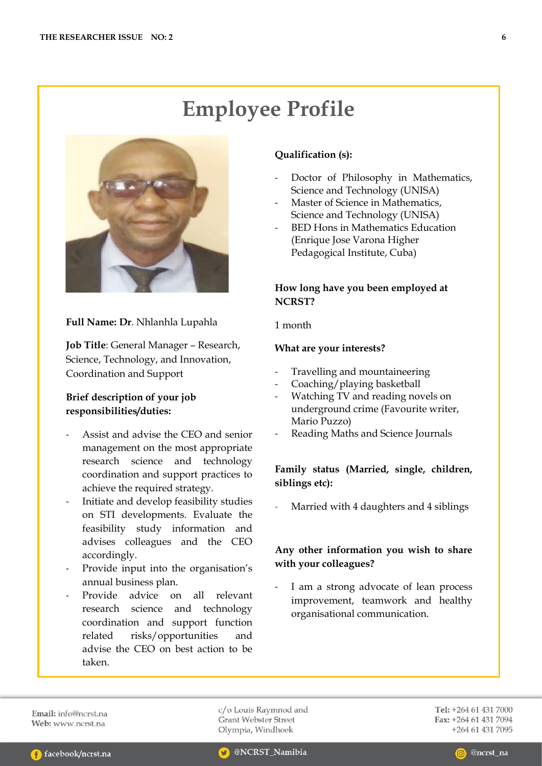# Employee Profile

**Full Name: Dr**. Nhlanhla Lupahla

**Job Title**: General Manager – Research, Science, Technology, and Innovation, Coordination and Support

**Brief description of your job responsibilities/duties:**

- Assist and advise the CEO and senior management on the most appropriate research science and technology coordination and support practices to achieve the required strategy.
- Initiate and develop feasibility studies on STI developments. Evaluate the feasibility study information and advises colleagues and the CEO accordingly.
- Provide input into the organisation's annual business plan.
- Provide advice on all relevant research science and technology coordination and support function related risks/opportunities and advise the CEO on best action to be taken.

**Qualification (s):**

- Doctor of Philosophy in Mathematics, Science and Technology (UNISA)
- Master of Science in Mathematics, Science and Technology (UNISA)
- BED Hons in Mathematics Education (Enrique Jose Varona Higher Pedagogical Institute, Cuba)

**How long have you been employed at NCRST?**

1 month

**What are your interests?**

- Travelling and mountaineering
- Coaching/playing basketball
- Watching TV and reading novels on underground crime (Favourite writer, Mario Puzzo)
- Reading Maths and Science Journals

**Family status (Married, single, children, siblings etc):**

- Married with 4 daughters and 4 siblings

**Any other information you wish to share with your colleagues?**

- I am a strong advocate of lean process improvement, teamwork and healthy organisational communication.

**Email:** info@ncrst.na
**Web:** www.ncrst.na

c/o Louis Raymnod and Grant Webster Street
Olympia, Windhoek

**Tel:** +264 61 431 7000
**Fax:** +264 61 431 7094
+264 61 431 7095

facebook/ncrst.na | @NCRST_Namibia | @ncrst_na